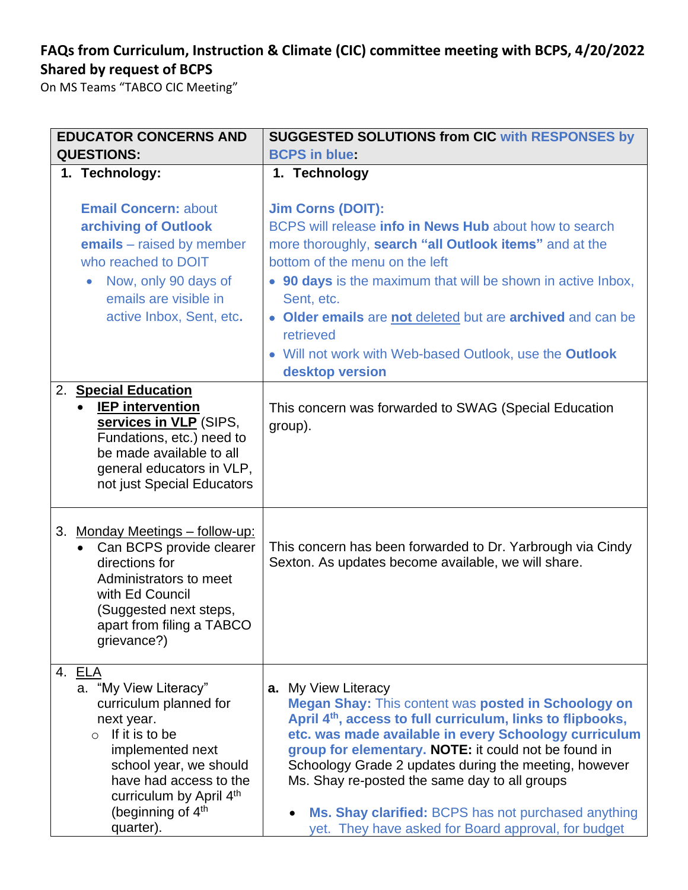**FAQs from Curriculum, Instruction & Climate (CIC) committee meeting with BCPS, 4/20/2022**
**Shared by request of BCPS**
On MS Teams "TABCO CIC Meeting"

| EDUCATOR CONCERNS AND QUESTIONS: | SUGGESTED SOLUTIONS from CIC with RESPONSES by BCPS in blue: |
| --- | --- |
| 1. **Technology:**<br><br>**Email Concern:** about **archiving of Outlook emails** – raised by member who reached to DOIT<br>• Now, only 90 days of emails are visible in active Inbox, Sent, etc. | 1. **Technology**<br><br>**Jim Corns (DOIT):**<br>BCPS will release **info in News Hub** about how to search more thoroughly, **search "all Outlook items"** and at the bottom of the menu on the left<br>• **90 days** is the maximum that will be shown in active Inbox, Sent, etc.<br>• **Older emails** are **not deleted** but are **archived** and can be retrieved<br>• Will not work with Web-based Outlook, use the **Outlook desktop version** |
| 2. **Special Education**<br>• **IEP intervention services in VLP** (SIPS, Fundations, etc.) need to be made available to all general educators in VLP, not just Special Educators | This concern was forwarded to SWAG (Special Education group). |
| 3. Monday Meetings – follow-up:<br>• Can BCPS provide clearer directions for Administrators to meet with Ed Council (Suggested next steps, apart from filing a TABCO grievance?) | This concern has been forwarded to Dr. Yarbrough via Cindy Sexton. As updates become available, we will share. |
| 4. ELA<br>a. "My View Literacy" curriculum planned for next year.<br>○ If it is to be implemented next school year, we should have had access to the curriculum by April 4th (beginning of 4th quarter). | **a.** My View Literacy<br>**Megan Shay:** This content was **posted in Schoology on April 4th, access to full curriculum, links to flipbooks, etc. was made available in every Schoology curriculum group for elementary. NOTE:** it could not be found in Schoology Grade 2 updates during the meeting, however Ms. Shay re-posted the same day to all groups<br><br>• **Ms. Shay clarified:** BCPS has not purchased anything yet. They have asked for Board approval, for budget |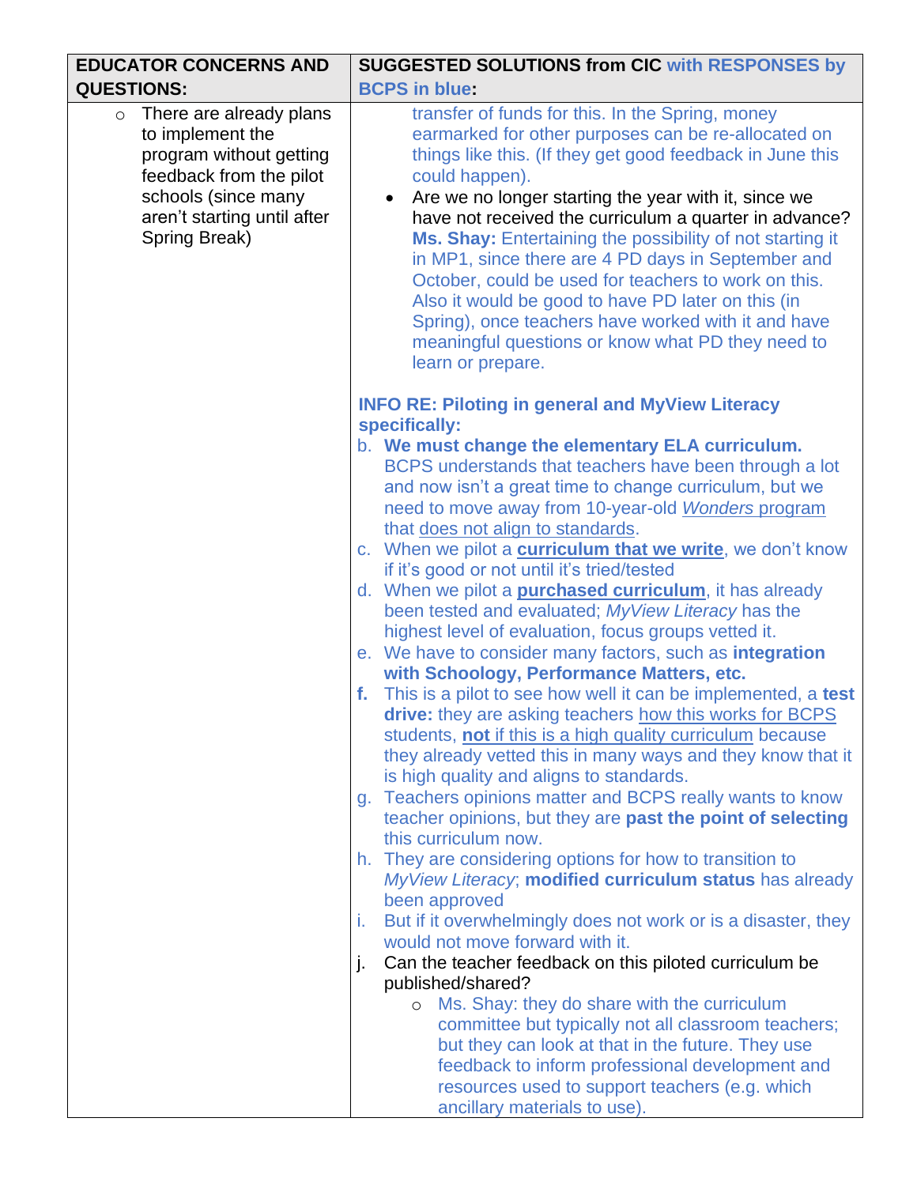| EDUCATOR CONCERNS AND QUESTIONS: | SUGGESTED SOLUTIONS from CIC with RESPONSES by BCPS in blue: |
|---|---|
| ○ There are already plans to implement the program without getting feedback from the pilot schools (since many aren't starting until after Spring Break) | transfer of funds for this. In the Spring, money earmarked for other purposes can be re-allocated on things like this. (If they get good feedback in June this could happen).<br>• Are we no longer starting the year with it, since we have not received the curriculum a quarter in advance? **Ms. Shay:** Entertaining the possibility of not starting it in MP1, since there are 4 PD days in September and October, could be used for teachers to work on this. Also it would be good to have PD later on this (in Spring), once teachers have worked with it and have meaningful questions or know what PD they need to learn or prepare.<br><br>**INFO RE: Piloting in general and MyView Literacy specifically:**<br>b. **We must change the elementary ELA curriculum.** BCPS understands that teachers have been through a lot and now isn't a great time to change curriculum, but we need to move away from 10-year-old *Wonders* program that does not align to standards.<br>c. When we pilot a **curriculum that we write**, we don't know if it's good or not until it's tried/tested<br>d. When we pilot a **purchased curriculum**, it has already been tested and evaluated; *MyView Literacy* has the highest level of evaluation, focus groups vetted it.<br>e. We have to consider many factors, such as **integration with Schoology, Performance Matters, etc.**<br>**f.** This is a pilot to see how well it can be implemented, a **test drive:** they are asking teachers how this works for BCPS students, **not** if this is a high quality curriculum because they already vetted this in many ways and they know that it is high quality and aligns to standards.<br>g. Teachers opinions matter and BCPS really wants to know teacher opinions, but they are **past the point of selecting** this curriculum now.<br>h. They are considering options for how to transition to *MyView Literacy*; **modified curriculum status** has already been approved<br>i. But if it overwhelmingly does not work or is a disaster, they would not move forward with it.<br>j. Can the teacher feedback on this piloted curriculum be published/shared?<br>○ Ms. Shay: they do share with the curriculum committee but typically not all classroom teachers; but they can look at that in the future. They use feedback to inform professional development and resources used to support teachers (e.g. which ancillary materials to use). |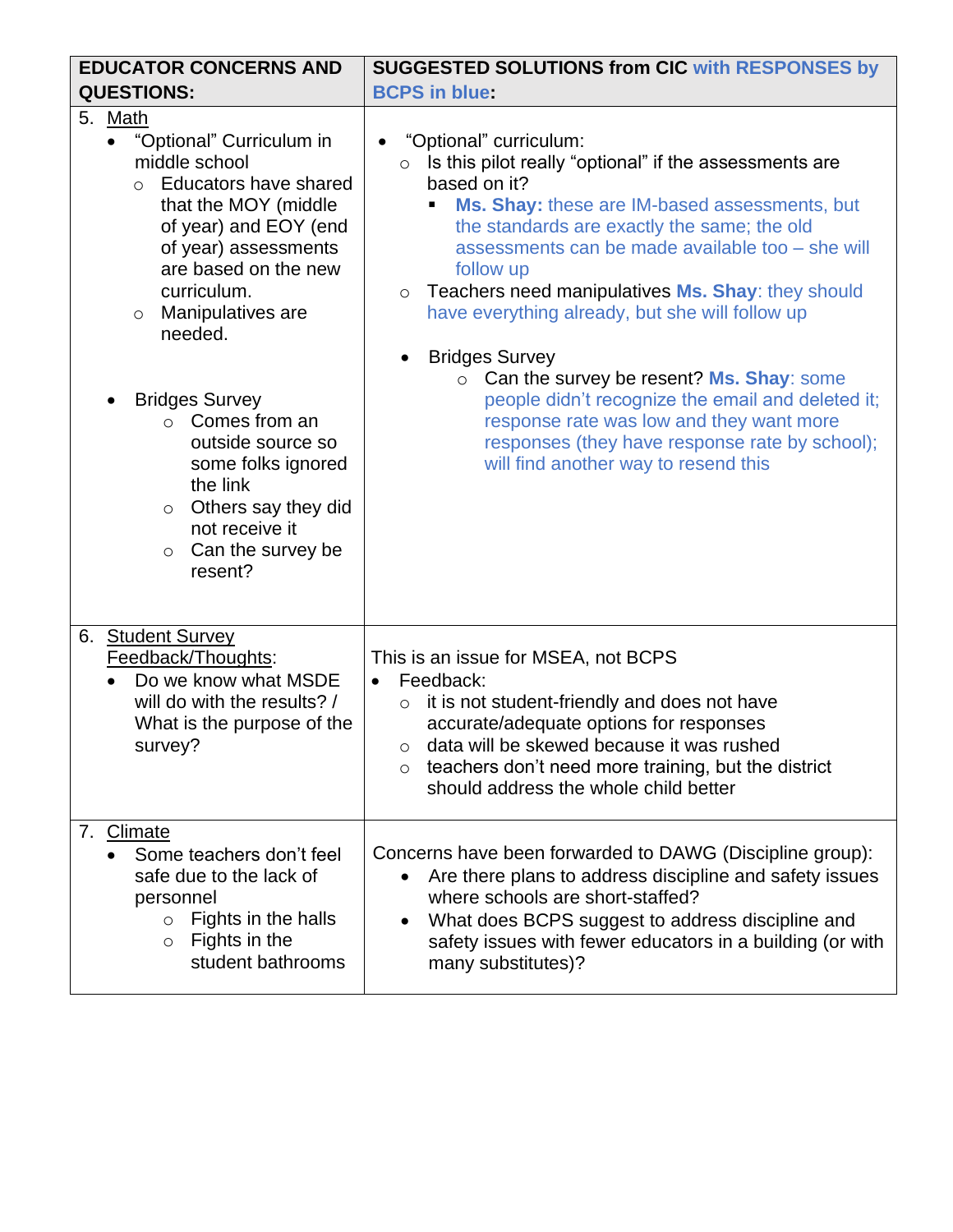| EDUCATOR CONCERNS AND QUESTIONS: | SUGGESTED SOLUTIONS from CIC with RESPONSES by BCPS in blue: |
| --- | --- |
| 5. Math<br>• "Optional" Curriculum in middle school<br>  ○ Educators have shared that the MOY (middle of year) and EOY (end of year) assessments are based on the new curriculum.<br>  ○ Manipulatives are needed.<br>• Bridges Survey<br>  ○ Comes from an outside source so some folks ignored the link<br>  ○ Others say they did not receive it<br>  ○ Can the survey be resent? | • "Optional" curriculum:<br>  ○ Is this pilot really "optional" if the assessments are based on it?<br>    ▪ **Ms. Shay:** these are IM-based assessments, but the standards are exactly the same; the old assessments can be made available too – she will follow up<br>  ○ Teachers need manipulatives **Ms. Shay**: they should have everything already, but she will follow up<br>• Bridges Survey<br>  ○ Can the survey be resent? **Ms. Shay**: some people didn't recognize the email and deleted it; response rate was low and they want more responses (they have response rate by school); will find another way to resend this |
| 6. Student Survey Feedback/Thoughts:<br>• Do we know what MSDE will do with the results? / What is the purpose of the survey? | This is an issue for MSEA, not BCPS<br>• Feedback:<br>  ○ it is not student-friendly and does not have accurate/adequate options for responses<br>  ○ data will be skewed because it was rushed<br>  ○ teachers don't need more training, but the district should address the whole child better |
| 7. Climate<br>• Some teachers don't feel safe due to the lack of personnel<br>  ○ Fights in the halls<br>  ○ Fights in the student bathrooms | Concerns have been forwarded to DAWG (Discipline group):<br>• Are there plans to address discipline and safety issues where schools are short-staffed?<br>• What does BCPS suggest to address discipline and safety issues with fewer educators in a building (or with many substitutes)? |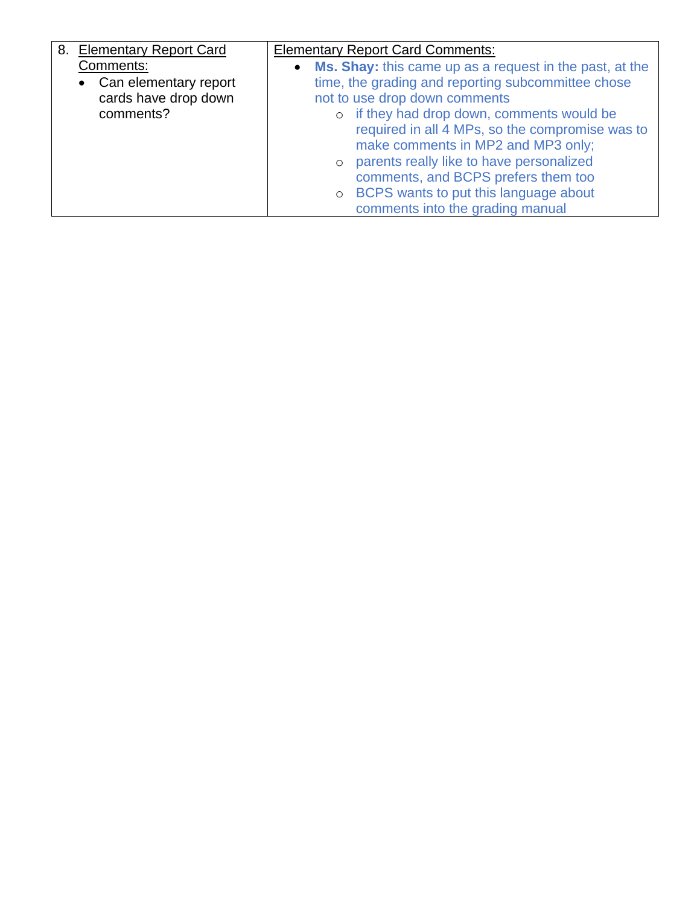| | |
|---|---|
| 8. Elementary Report Card Comments:<br>• Can elementary report cards have drop down comments? | Elementary Report Card Comments:<br>• **Ms. Shay:** this came up as a request in the past, at the time, the grading and reporting subcommittee chose not to use drop down comments<br>  ○ if they had drop down, comments would be required in all 4 MPs, so the compromise was to make comments in MP2 and MP3 only;<br>  ○ parents really like to have personalized comments, and BCPS prefers them too<br>  ○ BCPS wants to put this language about comments into the grading manual |